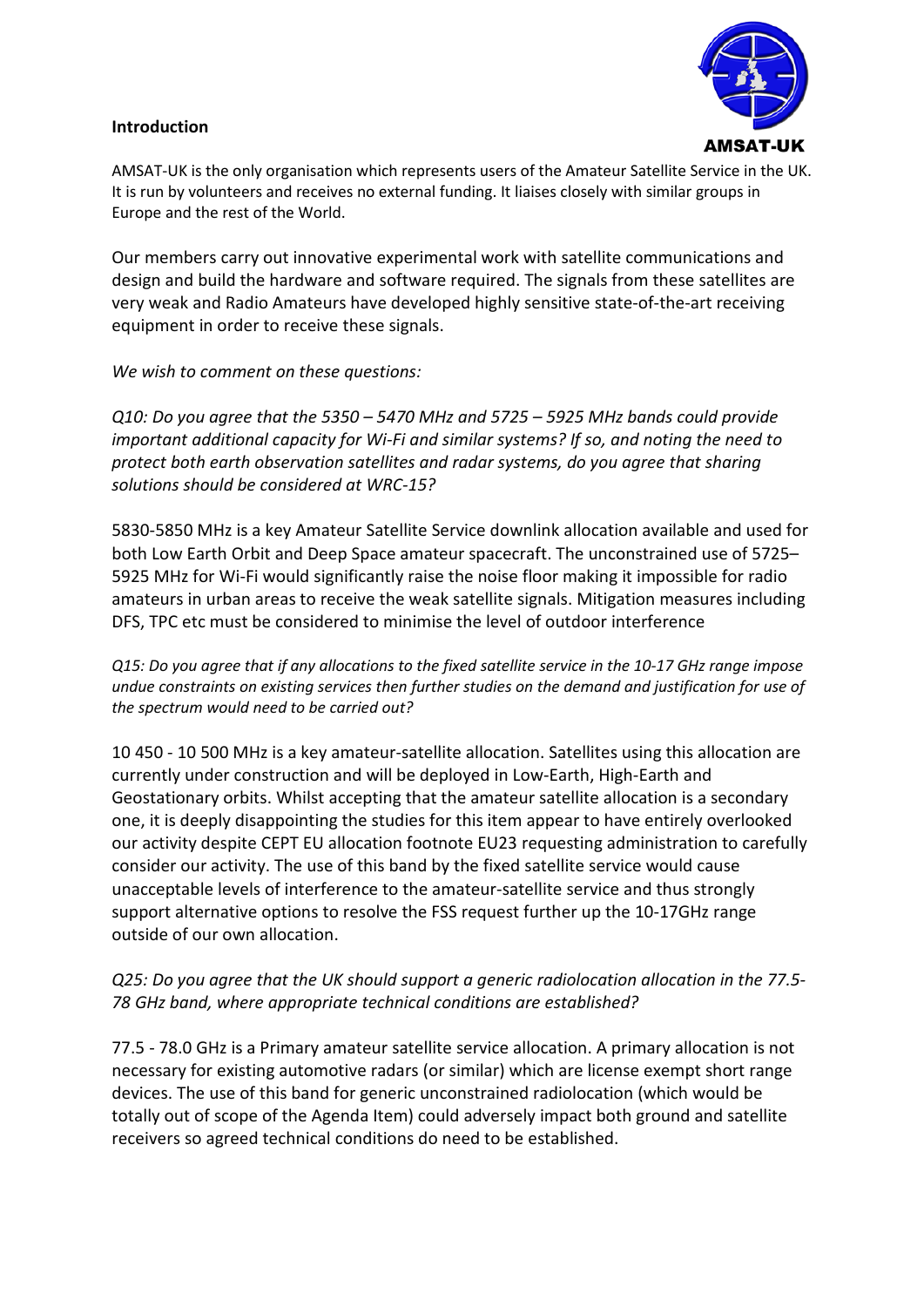## Introduction

AMSAT-UK

AMSAT-UK is the only organisation which represents users of the Amateur Satellite Service in the UK. It is run by volunteers and receives no external funding. It liaises closely with similar groups in Europe and the rest of the World.

Our members carry out innovative experimental work with satellite communications and design and build the hardware and software required. The signals from these satellites are very weak and Radio Amateurs have developed highly sensitive state-of-the-art receiving equipment in order to receive these signals.

*We wish to comment on these questions:*

*Q10: Do you agree that the 5350 – 5470 MHz and 5725 – 5925 MHz bands could provide important additional capacity for Wi-Fi and similar systems? If so, and noting the need to protect both earth observation satellites and radar systems, do you agree that sharing solutions should be considered at WRC-15?*

5830-5850 MHz is a key Amateur Satellite Service downlink allocation available and used for both Low Earth Orbit and Deep Space amateur spacecraft. The unconstrained use of 5725–5925 MHz for Wi-Fi would significantly raise the noise floor making it impossible for radio amateurs in urban areas to receive the weak satellite signals. Mitigation measures including DFS, TPC etc must be considered to minimise the level of outdoor interference

*Q15: Do you agree that if any allocations to the fixed satellite service in the 10-17 GHz range impose undue constraints on existing services then further studies on the demand and justification for use of the spectrum would need to be carried out?*

10 450 - 10 500 MHz is a key amateur-satellite allocation. Satellites using this allocation are currently under construction and will be deployed in Low-Earth, High-Earth and Geostationary orbits. Whilst accepting that the amateur satellite allocation is a secondary one, it is deeply disappointing the studies for this item appear to have entirely overlooked our activity despite CEPT EU allocation footnote EU23 requesting administration to carefully consider our activity. The use of this band by the fixed satellite service would cause unacceptable levels of interference to the amateur-satellite service and thus strongly support alternative options to resolve the FSS request further up the 10-17GHz range outside of our own allocation.

*Q25: Do you agree that the UK should support a generic radiolocation allocation in the 77.5-78 GHz band, where appropriate technical conditions are established?*

77.5 - 78.0 GHz is a Primary amateur satellite service allocation. A primary allocation is not necessary for existing automotive radars (or similar) which are license exempt short range devices. The use of this band for generic unconstrained radiolocation (which would be totally out of scope of the Agenda Item) could adversely impact both ground and satellite receivers so agreed technical conditions do need to be established.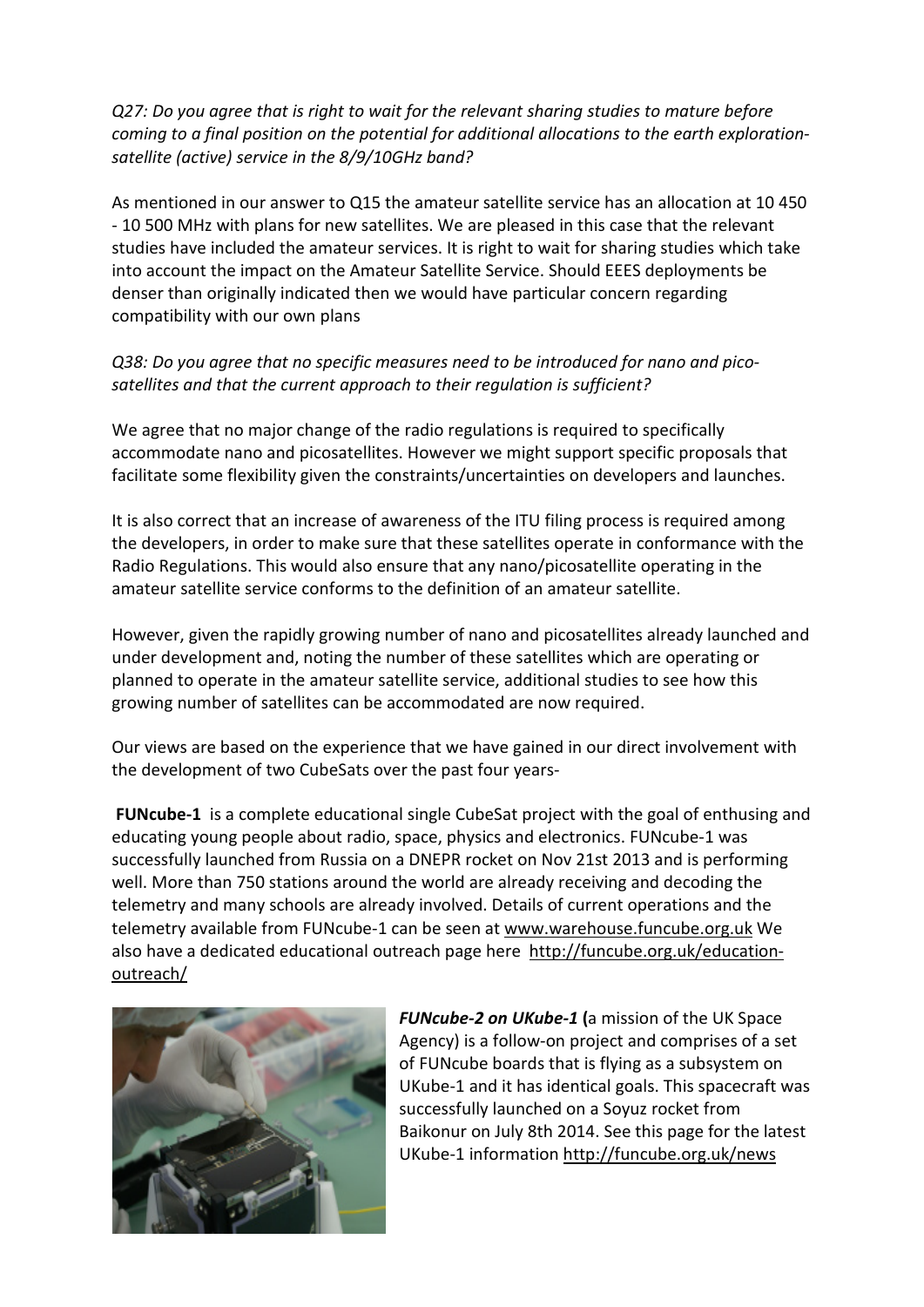*Q27: Do you agree that is right to wait for the relevant sharing studies to mature before coming to a final position on the potential for additional allocations to the earth exploration-satellite (active) service in the 8/9/10GHz band?*

As mentioned in our answer to Q15 the amateur satellite service has an allocation at 10 450 - 10 500 MHz with plans for new satellites. We are pleased in this case that the relevant studies have included the amateur services. It is right to wait for sharing studies which take into account the impact on the Amateur Satellite Service. Should EEES deployments be denser than originally indicated then we would have particular concern regarding compatibility with our own plans

*Q38: Do you agree that no specific measures need to be introduced for nano and pico-satellites and that the current approach to their regulation is sufficient?*

We agree that no major change of the radio regulations is required to specifically accommodate nano and picosatellites. However we might support specific proposals that facilitate some flexibility given the constraints/uncertainties on developers and launches.

It is also correct that an increase of awareness of the ITU filing process is required among the developers, in order to make sure that these satellites operate in conformance with the Radio Regulations. This would also ensure that any nano/picosatellite operating in the amateur satellite service conforms to the definition of an amateur satellite.

However, given the rapidly growing number of nano and picosatellites already launched and under development and, noting the number of these satellites which are operating or planned to operate in the amateur satellite service, additional studies to see how this growing number of satellites can be accommodated are now required.

Our views are based on the experience that we have gained in our direct involvement with the development of two CubeSats over the past four years-

**FUNcube-1** is a complete educational single CubeSat project with the goal of enthusing and educating young people about radio, space, physics and electronics. FUNcube-1 was successfully launched from Russia on a DNEPR rocket on Nov 21st 2013 and is performing well. More than 750 stations around the world are already receiving and decoding the telemetry and many schools are already involved. Details of current operations and the telemetry available from FUNcube-1 can be seen at www.warehouse.funcube.org.uk We also have a dedicated educational outreach page here http://funcube.org.uk/education-outreach/

***FUNcube-2 on UKube-1*** (a mission of the UK Space Agency) is a follow-on project and comprises of a set of FUNcube boards that is flying as a subsystem on UKube-1 and it has identical goals. This spacecraft was successfully launched on a Soyuz rocket from Baikonur on July 8th 2014. See this page for the latest UKube-1 information http://funcube.org.uk/news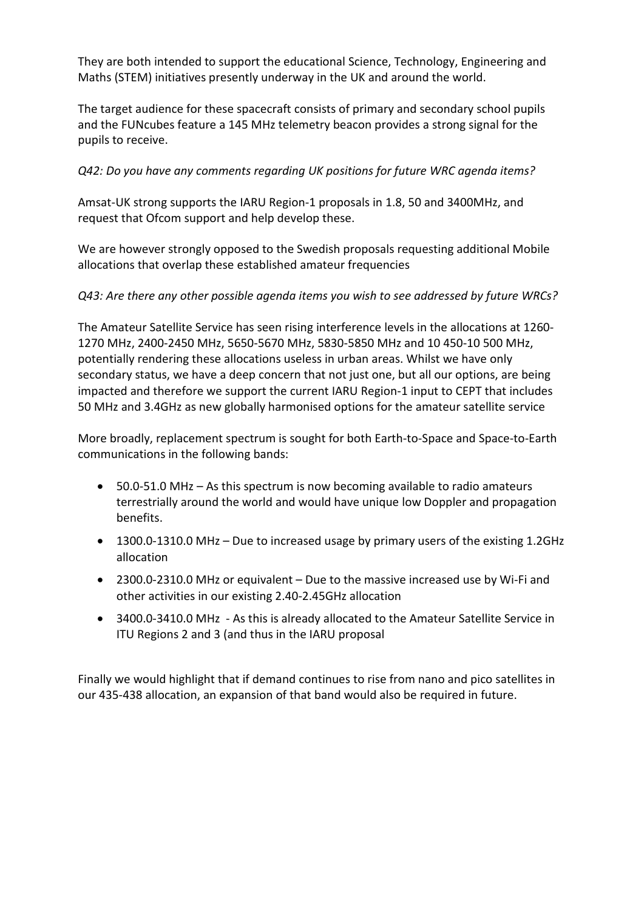They are both intended to support the educational Science, Technology, Engineering and Maths (STEM) initiatives presently underway in the UK and around the world.

The target audience for these spacecraft consists of primary and secondary school pupils and the FUNcubes feature a 145 MHz telemetry beacon provides a strong signal for the pupils to receive.

*Q42: Do you have any comments regarding UK positions for future WRC agenda items?*

Amsat-UK strong supports the IARU Region-1 proposals in 1.8, 50 and 3400MHz, and request that Ofcom support and help develop these.

We are however strongly opposed to the Swedish proposals requesting additional Mobile allocations that overlap these established amateur frequencies

*Q43: Are there any other possible agenda items you wish to see addressed by future WRCs?*

The Amateur Satellite Service has seen rising interference levels in the allocations at 1260-1270 MHz, 2400-2450 MHz, 5650-5670 MHz, 5830-5850 MHz and 10 450-10 500 MHz, potentially rendering these allocations useless in urban areas. Whilst we have only secondary status, we have a deep concern that not just one, but all our options, are being impacted and therefore we support the current IARU Region-1 input to CEPT that includes 50 MHz and 3.4GHz as new globally harmonised options for the amateur satellite service

More broadly, replacement spectrum is sought for both Earth-to-Space and Space-to-Earth communications in the following bands:

- 50.0-51.0 MHz – As this spectrum is now becoming available to radio amateurs terrestrially around the world and would have unique low Doppler and propagation benefits.
- 1300.0-1310.0 MHz – Due to increased usage by primary users of the existing 1.2GHz allocation
- 2300.0-2310.0 MHz or equivalent – Due to the massive increased use by Wi-Fi and other activities in our existing 2.40-2.45GHz allocation
- 3400.0-3410.0 MHz - As this is already allocated to the Amateur Satellite Service in ITU Regions 2 and 3 (and thus in the IARU proposal

Finally we would highlight that if demand continues to rise from nano and pico satellites in our 435-438 allocation, an expansion of that band would also be required in future.